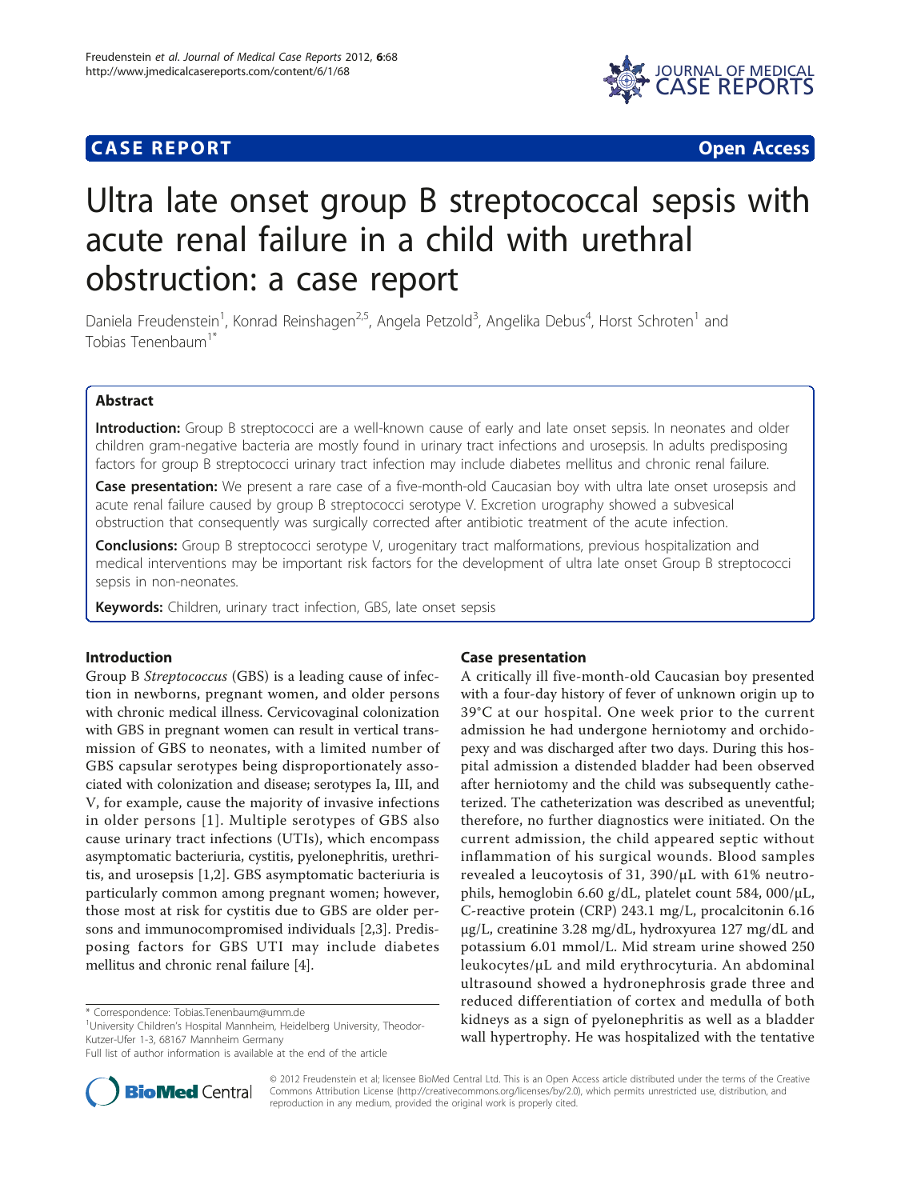**CASE REPORT** **Open Access**

# Ultra late onset group B streptococcal sepsis with acute renal failure in a child with urethral obstruction: a case report

Daniela Freudenstein[1], Konrad Reinshagen[2,5], Angela Petzold[3], Angelika Debus[4], Horst Schroten[1] and Tobias Tenenbaum[1*]

## Abstract

**Introduction:** Group B streptococci are a well-known cause of early and late onset sepsis. In neonates and older children gram-negative bacteria are mostly found in urinary tract infections and urosepsis. In adults predisposing factors for group B streptococci urinary tract infection may include diabetes mellitus and chronic renal failure.

**Case presentation:** We present a rare case of a five-month-old Caucasian boy with ultra late onset urosepsis and acute renal failure caused by group B streptococci serotype V. Excretion urography showed a subvesical obstruction that consequently was surgically corrected after antibiotic treatment of the acute infection.

**Conclusions:** Group B streptococci serotype V, urogenitary tract malformations, previous hospitalization and medical interventions may be important risk factors for the development of ultra late onset Group B streptococci sepsis in non-neonates.

**Keywords:** Children, urinary tract infection, GBS, late onset sepsis

## Introduction

Group B *Streptococcus* (GBS) is a leading cause of infection in newborns, pregnant women, and older persons with chronic medical illness. Cervicovaginal colonization with GBS in pregnant women can result in vertical transmission of GBS to neonates, with a limited number of GBS capsular serotypes being disproportionately associated with colonization and disease; serotypes Ia, III, and V, for example, cause the majority of invasive infections in older persons [1]. Multiple serotypes of GBS also cause urinary tract infections (UTIs), which encompass asymptomatic bacteriuria, cystitis, pyelonephritis, urethritis, and urosepsis [1,2]. GBS asymptomatic bacteriuria is particularly common among pregnant women; however, those most at risk for cystitis due to GBS are older persons and immunocompromised individuals [2,3]. Predisposing factors for GBS UTI may include diabetes mellitus and chronic renal failure [4].

## Case presentation

A critically ill five-month-old Caucasian boy presented with a four-day history of fever of unknown origin up to 39°C at our hospital. One week prior to the current admission he had undergone herniotomy and orchidopexy and was discharged after two days. During this hospital admission a distended bladder had been observed after herniotomy and the child was subsequently catheterized. The catheterization was described as uneventful; therefore, no further diagnostics were initiated. On the current admission, the child appeared septic without inflammation of his surgical wounds. Blood samples revealed a leucoytosis of 31, 390/μL with 61% neutrophils, hemoglobin 6.60 g/dL, platelet count 584, 000/μL, C-reactive protein (CRP) 243.1 mg/L, procalcitonin 6.16 μg/L, creatinine 3.28 mg/dL, hydroxyurea 127 mg/dL and potassium 6.01 mmol/L. Mid stream urine showed 250 leukocytes/μL and mild erythrocyturia. An abdominal ultrasound showed a hydronephrosis grade three and reduced differentiation of cortex and medulla of both kidneys as a sign of pyelonephritis as well as a bladder wall hypertrophy. He was hospitalized with the tentative

\* Correspondence: Tobias.Tenenbaum@umm.de

[1]University Children's Hospital Mannheim, Heidelberg University, Theodor-Kutzer-Ufer 1-3, 68167 Mannheim Germany

Full list of author information is available at the end of the article

© 2012 Freudenstein et al; licensee BioMed Central Ltd. This is an Open Access article distributed under the terms of the Creative Commons Attribution License (http://creativecommons.org/licenses/by/2.0), which permits unrestricted use, distribution, and reproduction in any medium, provided the original work is properly cited.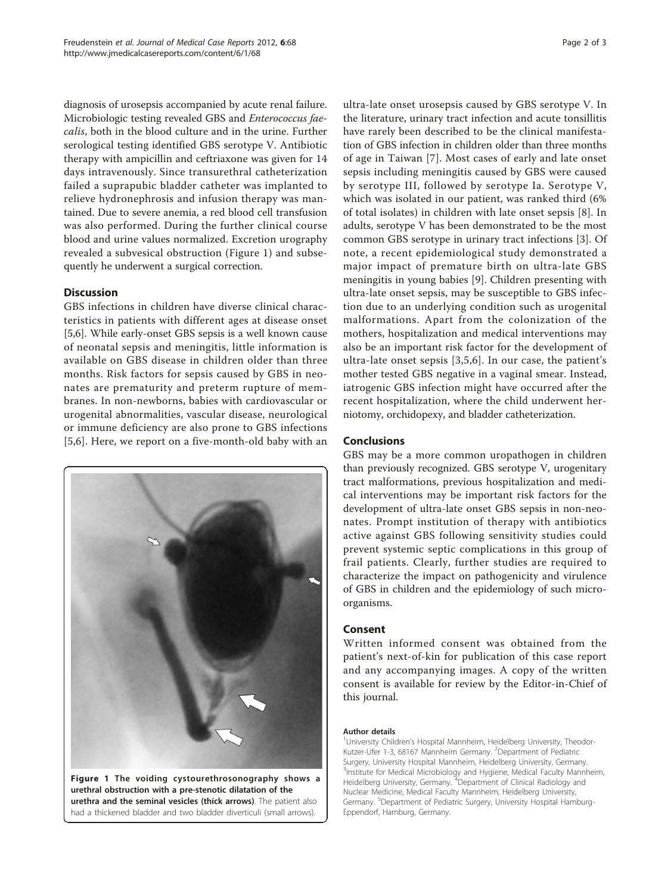diagnosis of urosepsis accompanied by acute renal failure. Microbiologic testing revealed GBS and *Enterococcus faecalis*, both in the blood culture and in the urine. Further serological testing identified GBS serotype V. Antibiotic therapy with ampicillin and ceftriaxone was given for 14 days intravenously. Since transurethral catheterization failed a suprapubic bladder catheter was implanted to relieve hydronephrosis and infusion therapy was mantained. Due to severe anemia, a red blood cell transfusion was also performed. During the further clinical course blood and urine values normalized. Excretion urography revealed a subvesical obstruction (Figure 1) and subsequently he underwent a surgical correction.

## Discussion

GBS infections in children have diverse clinical characteristics in patients with different ages at disease onset [5,6]. While early-onset GBS sepsis is a well known cause of neonatal sepsis and meningitis, little information is available on GBS disease in children older than three months. Risk factors for sepsis caused by GBS in neonates are prematurity and preterm rupture of membranes. In non-newborns, babies with cardiovascular or urogenital abnormalities, vascular disease, neurological or immune deficiency are also prone to GBS infections [5,6]. Here, we report on a five-month-old baby with an ultra-late onset urosepsis caused by GBS serotype V. In the literature, urinary tract infection and acute tonsillitis have rarely been described to be the clinical manifestation of GBS infection in children older than three months of age in Taiwan [7]. Most cases of early and late onset sepsis including meningitis caused by GBS were caused by serotype III, followed by serotype Ia. Serotype V, which was isolated in our patient, was ranked third (6% of total isolates) in children with late onset sepsis [8]. In adults, serotype V has been demonstrated to be the most common GBS serotype in urinary tract infections [3]. Of note, a recent epidemiological study demonstrated a major impact of premature birth on ultra-late GBS meningitis in young babies [9]. Children presenting with ultra-late onset sepsis, may be susceptible to GBS infection due to an underlying condition such as urogenital malformations. Apart from the colonization of the mothers, hospitalization and medical interventions may also be an important risk factor for the development of ultra-late onset sepsis [3,5,6]. In our case, the patient's mother tested GBS negative in a vaginal smear. Instead, iatrogenic GBS infection might have occurred after the recent hospitalization, where the child underwent herniotomy, orchidopexy, and bladder catheterization.

**Figure 1 The voiding cystourethrosonography shows a urethral obstruction with a pre-stenotic dilatation of the urethra and the seminal vesicles (thick arrows)**. The patient also had a thickened bladder and two bladder diverticuli (small arrows).

## Conclusions

GBS may be a more common uropathogen in children than previously recognized. GBS serotype V, urogenitary tract malformations, previous hospitalization and medical interventions may be important risk factors for the development of ultra-late onset GBS sepsis in non-neonates. Prompt institution of therapy with antibiotics active against GBS following sensitivity studies could prevent systemic septic complications in this group of frail patients. Clearly, further studies are required to characterize the impact on pathogenicity and virulence of GBS in children and the epidemiology of such microorganisms.

## Consent

Written informed consent was obtained from the patient's next-of-kin for publication of this case report and any accompanying images. A copy of the written consent is available for review by the Editor-in-Chief of this journal.

#### Author details

[1]University Children's Hospital Mannheim, Heidelberg University, Theodor-Kutzer-Ufer 1-3, 68167 Mannheim Germany. [2]Department of Pediatric Surgery, University Hospital Mannheim, Heidelberg University, Germany. [3]Institute for Medical Microbiology and Hygiene, Medical Faculty Mannheim, Heidelberg University, Germany. [4]Department of Clinical Radiology and Nuclear Medicine, Medical Faculty Mannheim, Heidelberg University, Germany. [5]Department of Pediatric Surgery, University Hospital Hamburg-Eppendorf, Hamburg, Germany.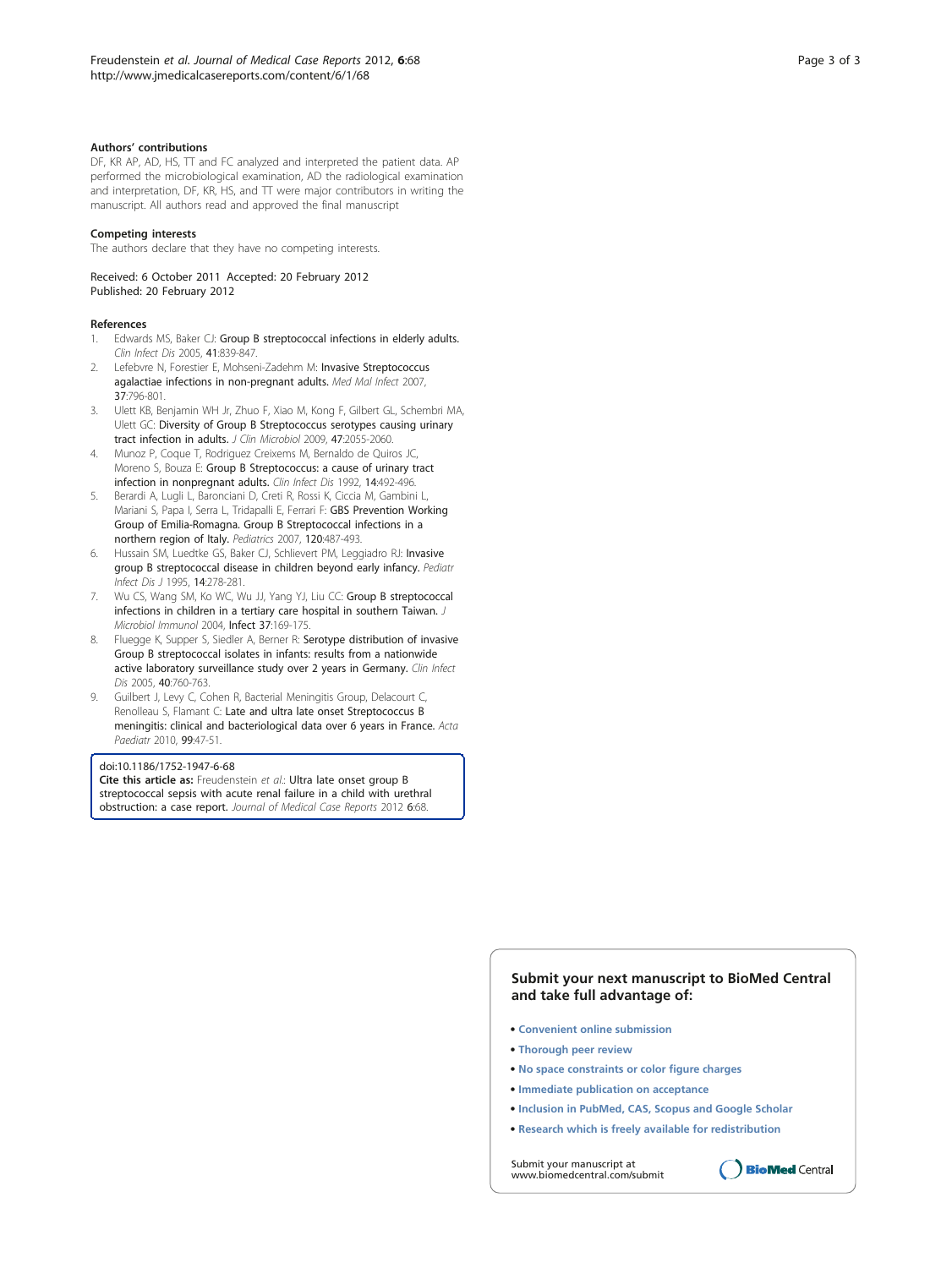### Authors' contributions

DF, KR AP, AD, HS, TT and FC analyzed and interpreted the patient data. AP performed the microbiological examination, AD the radiological examination and interpretation, DF, KR, HS, and TT were major contributors in writing the manuscript. All authors read and approved the final manuscript

### Competing interests

The authors declare that they have no competing interests.

Received: 6 October 2011 Accepted: 20 February 2012
Published: 20 February 2012

### References

1. Edwards MS, Baker CJ: **Group B streptococcal infections in elderly adults.** *Clin Infect Dis* 2005, **41**:839-847.
2. Lefebvre N, Forestier E, Mohseni-Zadehm M: **Invasive Streptococcus agalactiae infections in non-pregnant adults.** *Med Mal Infect* 2007, **37**:796-801.
3. Ulett KB, Benjamin WH Jr, Zhuo F, Xiao M, Kong F, Gilbert GL, Schembri MA, Ulett GC: **Diversity of Group B Streptococcus serotypes causing urinary tract infection in adults.** *J Clin Microbiol* 2009, **47**:2055-2060.
4. Munoz P, Coque T, Rodriguez Creixems M, Bernaldo de Quiros JC, Moreno S, Bouza E: **Group B Streptococcus: a cause of urinary tract infection in nonpregnant adults.** *Clin Infect Dis* 1992, **14**:492-496.
5. Berardi A, Lugli L, Baronciani D, Creti R, Rossi K, Ciccia M, Gambini L, Mariani S, Papa I, Serra L, Tridapalli E, Ferrari F: **GBS Prevention Working Group of Emilia-Romagna. Group B Streptococcal infections in a northern region of Italy.** *Pediatrics* 2007, **120**:487-493.
6. Hussain SM, Luedtke GS, Baker CJ, Schlievert PM, Leggiadro RJ: **Invasive group B streptococcal disease in children beyond early infancy.** *Pediatr Infect Dis J* 1995, **14**:278-281.
7. Wu CS, Wang SM, Ko WC, Wu JJ, Yang YJ, Liu CC: **Group B streptococcal infections in children in a tertiary care hospital in southern Taiwan.** *J Microbiol Immunol* 2004, **Infect 37**:169-175.
8. Fluegge K, Supper S, Siedler A, Berner R: **Serotype distribution of invasive Group B streptococcal isolates in infants: results from a nationwide active laboratory surveillance study over 2 years in Germany.** *Clin Infect Dis* 2005, **40**:760-763.
9. Guilbert J, Levy C, Cohen R, Bacterial Meningitis Group, Delacourt C, Renolleau S, Flamant C: **Late and ultra late onset Streptococcus B meningitis: clinical and bacteriological data over 6 years in France.** *Acta Paediatr* 2010, **99**:47-51.

doi:10.1186/1752-1947-6-68
**Cite this article as:** Freudenstein *et al.*: Ultra late onset group B streptococcal sepsis with acute renal failure in a child with urethral obstruction: a case report. *Journal of Medical Case Reports* 2012 **6**:68.

**Submit your next manuscript to BioMed Central and take full advantage of:**

- Convenient online submission
- Thorough peer review
- No space constraints or color figure charges
- Immediate publication on acceptance
- Inclusion in PubMed, CAS, Scopus and Google Scholar
- Research which is freely available for redistribution

Submit your manuscript at
www.biomedcentral.com/submit

BioMed Central